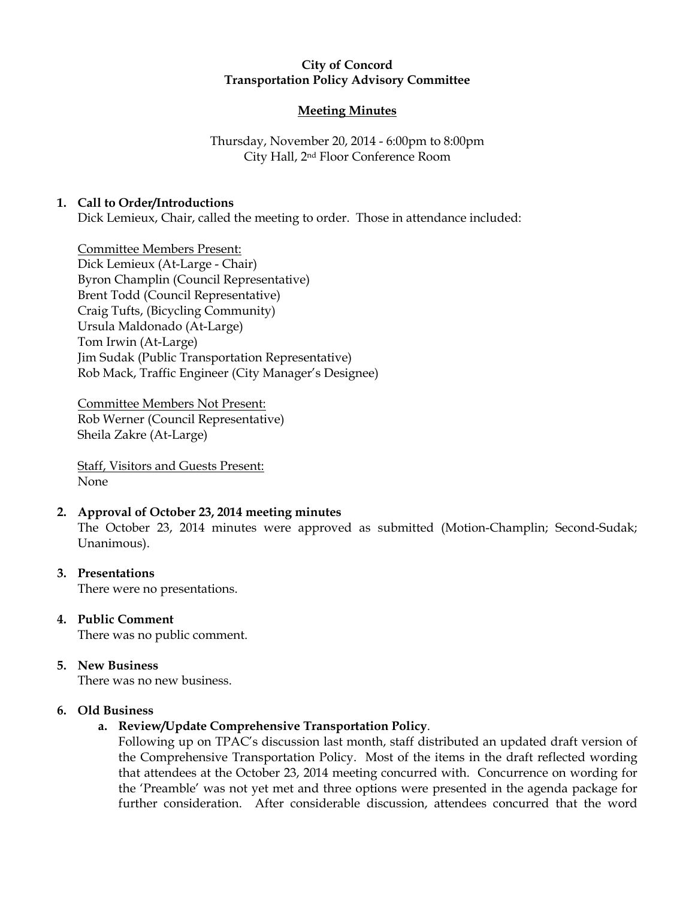**City of Concord**
**Transportation Policy Advisory Committee**

**Meeting Minutes**

Thursday, November 20, 2014 - 6:00pm to 8:00pm
City Hall, 2nd Floor Conference Room

1. **Call to Order/Introductions**
   Dick Lemieux, Chair, called the meeting to order. Those in attendance included:

   Committee Members Present:
   Dick Lemieux (At-Large - Chair)
   Byron Champlin (Council Representative)
   Brent Todd (Council Representative)
   Craig Tufts, (Bicycling Community)
   Ursula Maldonado (At-Large)
   Tom Irwin (At-Large)
   Jim Sudak (Public Transportation Representative)
   Rob Mack, Traffic Engineer (City Manager's Designee)

   Committee Members Not Present:
   Rob Werner (Council Representative)
   Sheila Zakre (At-Large)

   Staff, Visitors and Guests Present:
   None

2. **Approval of October 23, 2014 meeting minutes**
   The October 23, 2014 minutes were approved as submitted (Motion-Champlin; Second-Sudak; Unanimous).

3. **Presentations**
   There were no presentations.

4. **Public Comment**
   There was no public comment.

5. **New Business**
   There was no new business.

6. **Old Business**
   a. **Review/Update Comprehensive Transportation Policy**.
   Following up on TPAC's discussion last month, staff distributed an updated draft version of the Comprehensive Transportation Policy. Most of the items in the draft reflected wording that attendees at the October 23, 2014 meeting concurred with. Concurrence on wording for the 'Preamble' was not yet met and three options were presented in the agenda package for further consideration. After considerable discussion, attendees concurred that the word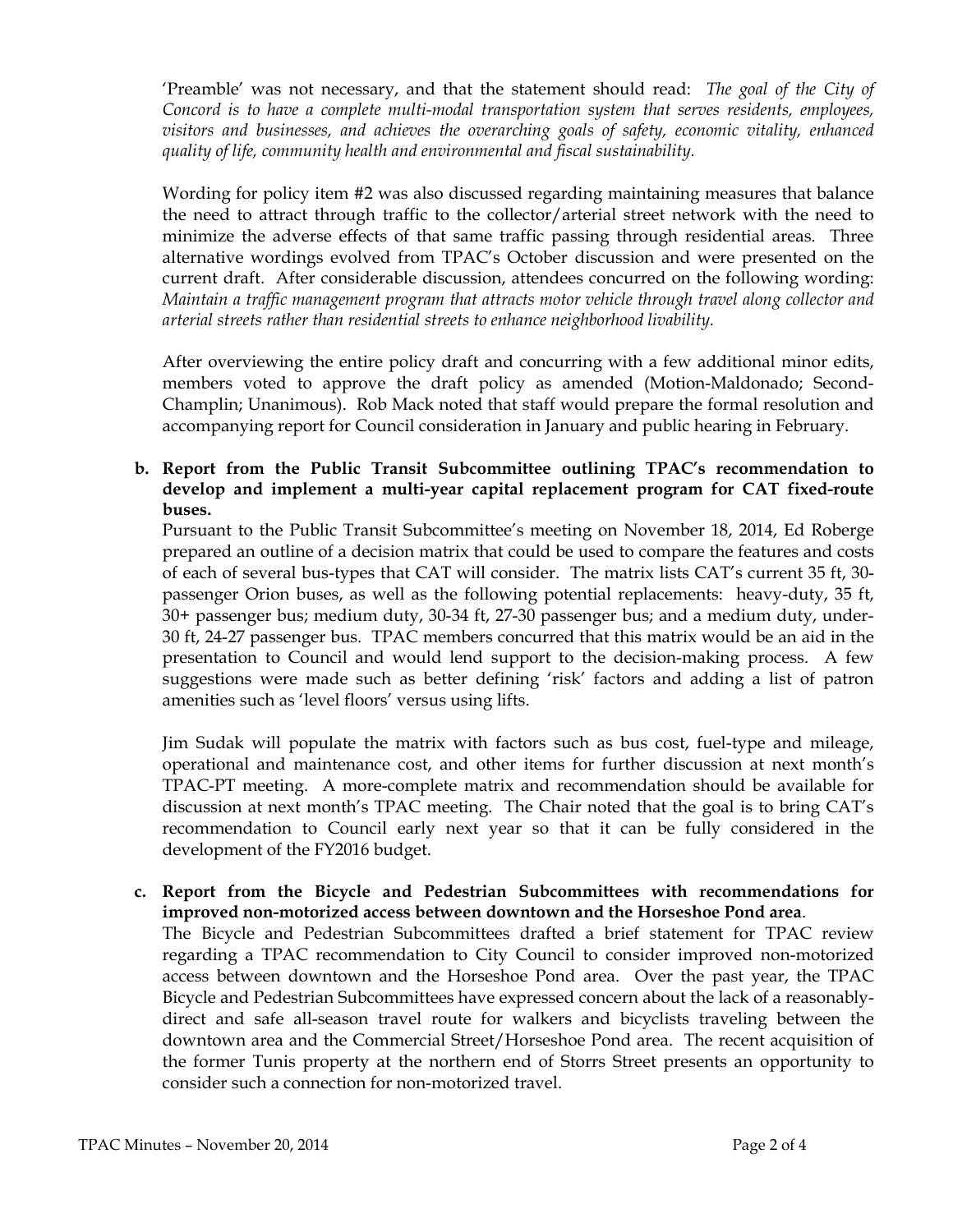'Preamble' was not necessary, and that the statement should read: *The goal of the City of Concord is to have a complete multi-modal transportation system that serves residents, employees, visitors and businesses, and achieves the overarching goals of safety, economic vitality, enhanced quality of life, community health and environmental and fiscal sustainability.*

Wording for policy item #2 was also discussed regarding maintaining measures that balance the need to attract through traffic to the collector/arterial street network with the need to minimize the adverse effects of that same traffic passing through residential areas. Three alternative wordings evolved from TPAC's October discussion and were presented on the current draft. After considerable discussion, attendees concurred on the following wording: *Maintain a traffic management program that attracts motor vehicle through travel along collector and arterial streets rather than residential streets to enhance neighborhood livability.*

After overviewing the entire policy draft and concurring with a few additional minor edits, members voted to approve the draft policy as amended (Motion-Maldonado; Second-Champlin; Unanimous). Rob Mack noted that staff would prepare the formal resolution and accompanying report for Council consideration in January and public hearing in February.

**b. Report from the Public Transit Subcommittee outlining TPAC's recommendation to develop and implement a multi-year capital replacement program for CAT fixed-route buses.**

Pursuant to the Public Transit Subcommittee's meeting on November 18, 2014, Ed Roberge prepared an outline of a decision matrix that could be used to compare the features and costs of each of several bus-types that CAT will consider. The matrix lists CAT's current 35 ft, 30-passenger Orion buses, as well as the following potential replacements: heavy-duty, 35 ft, 30+ passenger bus; medium duty, 30-34 ft, 27-30 passenger bus; and a medium duty, under-30 ft, 24-27 passenger bus. TPAC members concurred that this matrix would be an aid in the presentation to Council and would lend support to the decision-making process. A few suggestions were made such as better defining 'risk' factors and adding a list of patron amenities such as 'level floors' versus using lifts.

Jim Sudak will populate the matrix with factors such as bus cost, fuel-type and mileage, operational and maintenance cost, and other items for further discussion at next month's TPAC-PT meeting. A more-complete matrix and recommendation should be available for discussion at next month's TPAC meeting. The Chair noted that the goal is to bring CAT's recommendation to Council early next year so that it can be fully considered in the development of the FY2016 budget.

**c. Report from the Bicycle and Pedestrian Subcommittees with recommendations for improved non-motorized access between downtown and the Horseshoe Pond area.**

The Bicycle and Pedestrian Subcommittees drafted a brief statement for TPAC review regarding a TPAC recommendation to City Council to consider improved non-motorized access between downtown and the Horseshoe Pond area. Over the past year, the TPAC Bicycle and Pedestrian Subcommittees have expressed concern about the lack of a reasonably-direct and safe all-season travel route for walkers and bicyclists traveling between the downtown area and the Commercial Street/Horseshoe Pond area. The recent acquisition of the former Tunis property at the northern end of Storrs Street presents an opportunity to consider such a connection for non-motorized travel.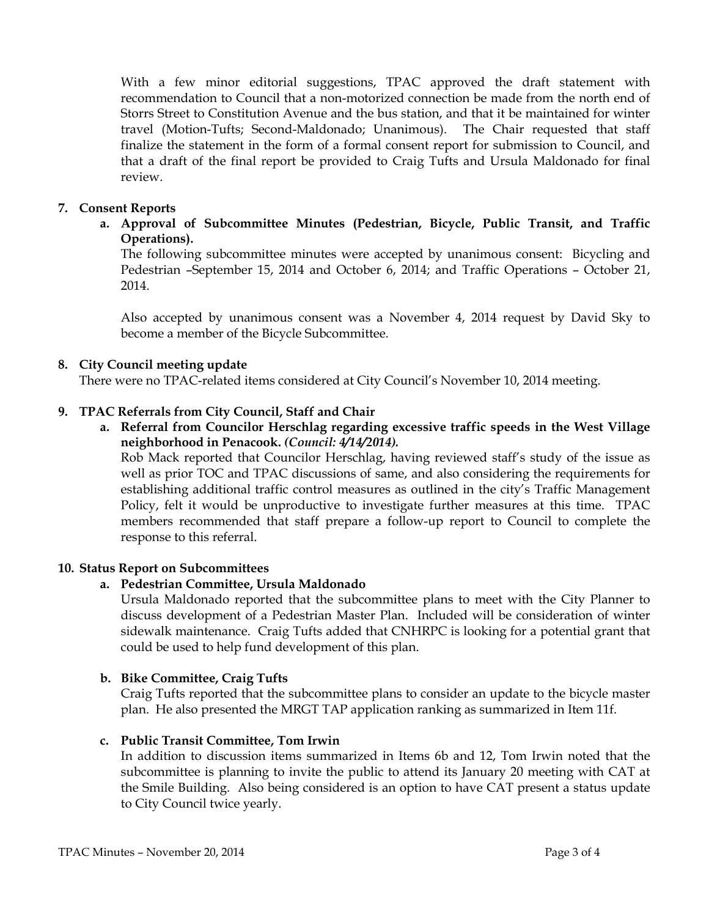With a few minor editorial suggestions, TPAC approved the draft statement with recommendation to Council that a non-motorized connection be made from the north end of Storrs Street to Constitution Avenue and the bus station, and that it be maintained for winter travel (Motion-Tufts; Second-Maldonado; Unanimous). The Chair requested that staff finalize the statement in the form of a formal consent report for submission to Council, and that a draft of the final report be provided to Craig Tufts and Ursula Maldonado for final review.

**7. Consent Reports**

**a. Approval of Subcommittee Minutes (Pedestrian, Bicycle, Public Transit, and Traffic Operations).**

The following subcommittee minutes were accepted by unanimous consent: Bicycling and Pedestrian –September 15, 2014 and October 6, 2014; and Traffic Operations – October 21, 2014.

Also accepted by unanimous consent was a November 4, 2014 request by David Sky to become a member of the Bicycle Subcommittee.

**8. City Council meeting update**

There were no TPAC-related items considered at City Council's November 10, 2014 meeting.

**9. TPAC Referrals from City Council, Staff and Chair**

**a. Referral from Councilor Herschlag regarding excessive traffic speeds in the West Village neighborhood in Penacook.** ***(Council: 4/14/2014).***

Rob Mack reported that Councilor Herschlag, having reviewed staff's study of the issue as well as prior TOC and TPAC discussions of same, and also considering the requirements for establishing additional traffic control measures as outlined in the city's Traffic Management Policy, felt it would be unproductive to investigate further measures at this time. TPAC members recommended that staff prepare a follow-up report to Council to complete the response to this referral.

**10. Status Report on Subcommittees**

**a. Pedestrian Committee, Ursula Maldonado**

Ursula Maldonado reported that the subcommittee plans to meet with the City Planner to discuss development of a Pedestrian Master Plan. Included will be consideration of winter sidewalk maintenance. Craig Tufts added that CNHRPC is looking for a potential grant that could be used to help fund development of this plan.

**b. Bike Committee, Craig Tufts**

Craig Tufts reported that the subcommittee plans to consider an update to the bicycle master plan. He also presented the MRGT TAP application ranking as summarized in Item 11f.

**c. Public Transit Committee, Tom Irwin**

In addition to discussion items summarized in Items 6b and 12, Tom Irwin noted that the subcommittee is planning to invite the public to attend its January 20 meeting with CAT at the Smile Building. Also being considered is an option to have CAT present a status update to City Council twice yearly.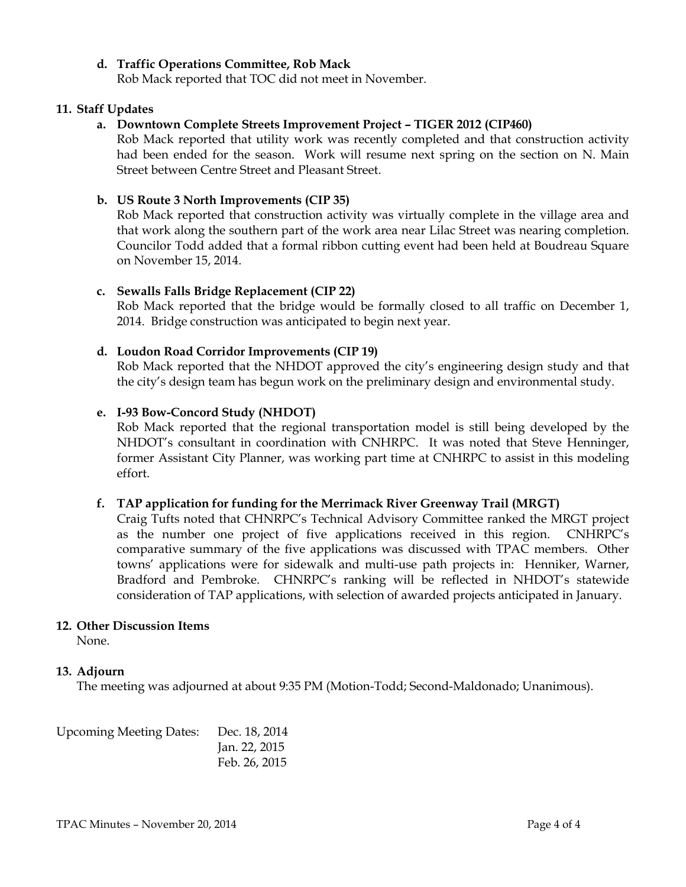**d. Traffic Operations Committee, Rob Mack**

Rob Mack reported that TOC did not meet in November.

**11. Staff Updates**

**a. Downtown Complete Streets Improvement Project – TIGER 2012 (CIP460)**

Rob Mack reported that utility work was recently completed and that construction activity had been ended for the season. Work will resume next spring on the section on N. Main Street between Centre Street and Pleasant Street.

**b. US Route 3 North Improvements (CIP 35)**

Rob Mack reported that construction activity was virtually complete in the village area and that work along the southern part of the work area near Lilac Street was nearing completion. Councilor Todd added that a formal ribbon cutting event had been held at Boudreau Square on November 15, 2014.

**c. Sewalls Falls Bridge Replacement (CIP 22)**

Rob Mack reported that the bridge would be formally closed to all traffic on December 1, 2014. Bridge construction was anticipated to begin next year.

**d. Loudon Road Corridor Improvements (CIP 19)**

Rob Mack reported that the NHDOT approved the city's engineering design study and that the city's design team has begun work on the preliminary design and environmental study.

**e. I-93 Bow-Concord Study (NHDOT)**

Rob Mack reported that the regional transportation model is still being developed by the NHDOT's consultant in coordination with CNHRPC. It was noted that Steve Henninger, former Assistant City Planner, was working part time at CNHRPC to assist in this modeling effort.

**f. TAP application for funding for the Merrimack River Greenway Trail (MRGT)**

Craig Tufts noted that CHNRPC's Technical Advisory Committee ranked the MRGT project as the number one project of five applications received in this region. CNHRPC's comparative summary of the five applications was discussed with TPAC members. Other towns' applications were for sidewalk and multi-use path projects in: Henniker, Warner, Bradford and Pembroke. CHNRPC's ranking will be reflected in NHDOT's statewide consideration of TAP applications, with selection of awarded projects anticipated in January.

**12. Other Discussion Items**

None.

**13. Adjourn**

The meeting was adjourned at about 9:35 PM (Motion-Todd; Second-Maldonado; Unanimous).

Upcoming Meeting Dates: Dec. 18, 2014
Jan. 22, 2015
Feb. 26, 2015